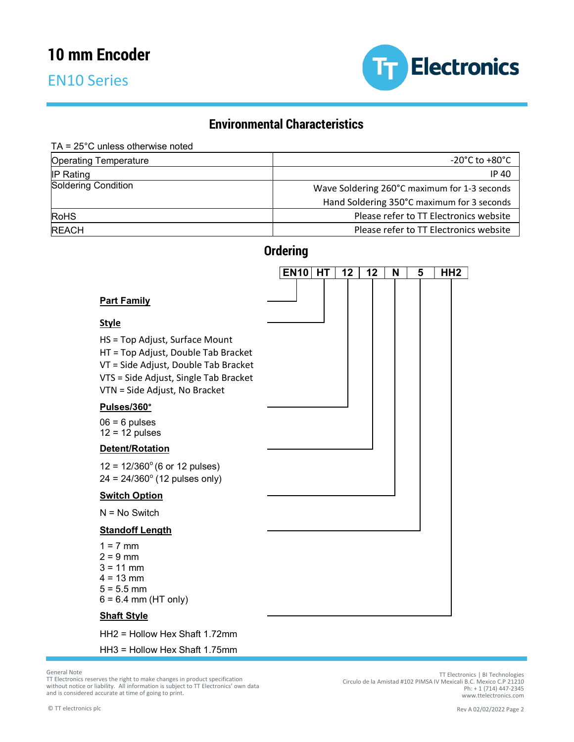# 10 mm Encoder

## EN10 Series

## Environmental Characteristics

TA = 25°C unless otherwise noted

| | |
|---|---|
| Operating Temperature | -20°C to +80°C |
| IP Rating | IP 40 |
| Soldering Condition | Wave Soldering 260°C maximum for 1-3 seconds<br>Hand Soldering 350°C maximum for 3 seconds |
| RoHS | Please refer to TT Electronics website |
| REACH | Please refer to TT Electronics website |

## Ordering

| EN10 | HT | 12 | 12 | N | 5 | HH2 |
|---|---|---|---|---|---|---|

**Part Family**

**Style**

HS = Top Adjust, Surface Mount
HT = Top Adjust, Double Tab Bracket
VT = Side Adjust, Double Tab Bracket
VTS = Side Adjust, Single Tab Bracket
VTN = Side Adjust, No Bracket

**Pulses/360°**

06 = 6 pulses
12 = 12 pulses

**Detent/Rotation**

12 = 12/360° (6 or 12 pulses)
24 = 24/360° (12 pulses only)

**Switch Option**

N = No Switch

**Standoff Length**

1 = 7 mm
2 = 9 mm
3 = 11 mm
4 = 13 mm
5 = 5.5 mm
6 = 6.4 mm (HT only)

**Shaft Style**

HH2 = Hollow Hex Shaft 1.72mm

HH3 = Hollow Hex Shaft 1.75mm

General Note
TT Electronics reserves the right to make changes in product specification without notice or liability. All information is subject to TT Electronics' own data and is considered accurate at time of going to print.

TT Electronics | BI Technologies
Circulo de la Amistad #102 PIMSA IV Mexicali B.C. Mexico C.P 21210
Ph: + 1 (714) 447-2345
www.ttelectronics.com

© TT electronics plc

Rev A 02/02/2022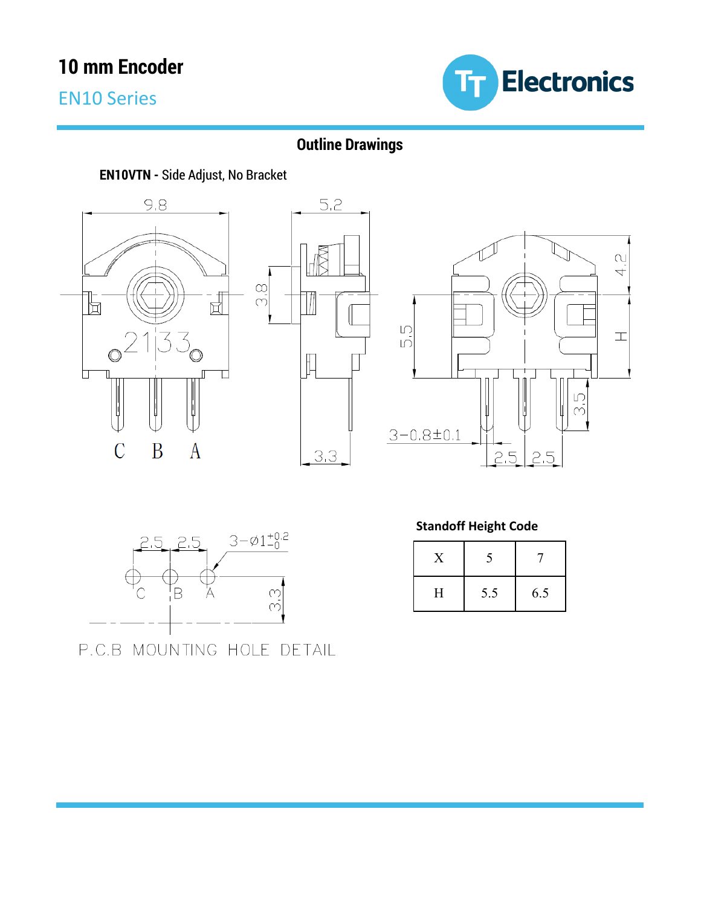# 10 mm Encoder

## EN10 Series

### Outline Drawings

**EN10VTN -** Side Adjust, No Bracket

P.C.B MOUNTING HOLE DETAIL

**Standoff Height Code**

| X | 5 | 7 |
|---|---|---|
| H | 5.5 | 6.5 |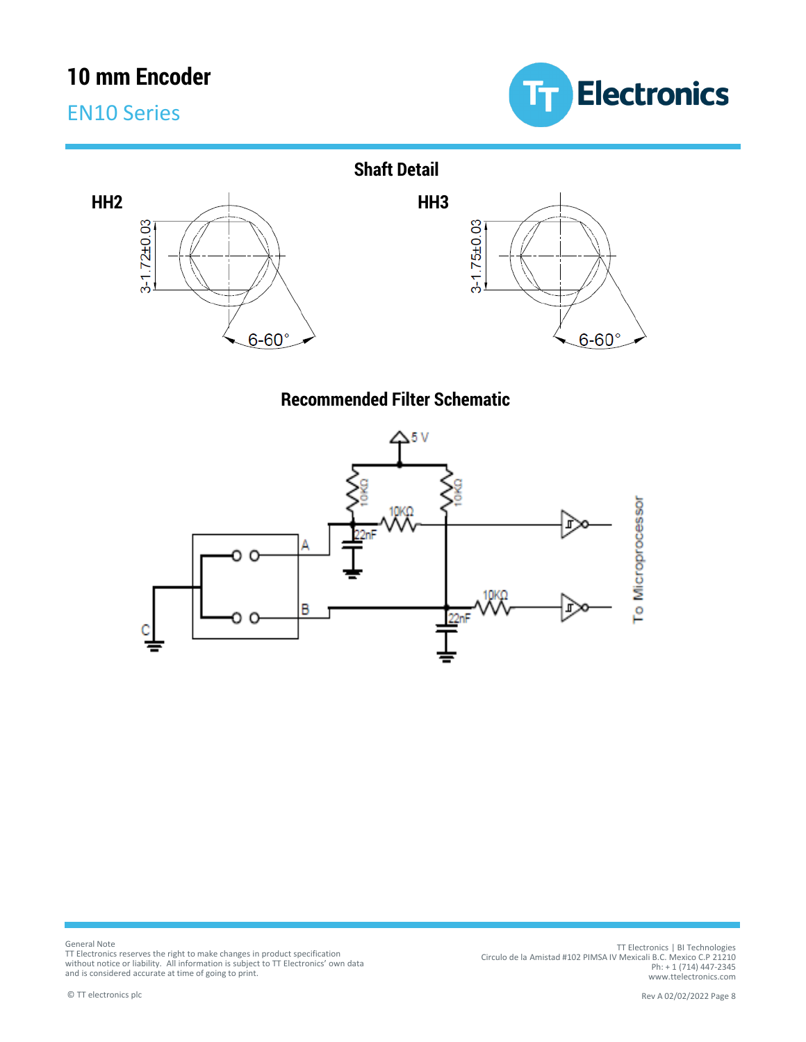## Shaft Detail

**HH2**

3-1.72±0.03

6-60°

**HH3**

3-1.75±0.03

6-60°

## Recommended Filter Schematic

5 V

10KΩ

10KΩ

10KΩ

22nF

A

B

C

10KΩ

22nF

To Microprocessor

General Note
TT Electronics reserves the right to make changes in product specification without notice or liability. All information is subject to TT Electronics' own data and is considered accurate at time of going to print.

TT Electronics | BI Technologies
Circulo de la Amistad #102 PIMSA IV Mexicali B.C. Mexico C.P 21210
Ph: + 1 (714) 447-2345
www.ttelectronics.com

© TT electronics plc

Rev A 02/02/2022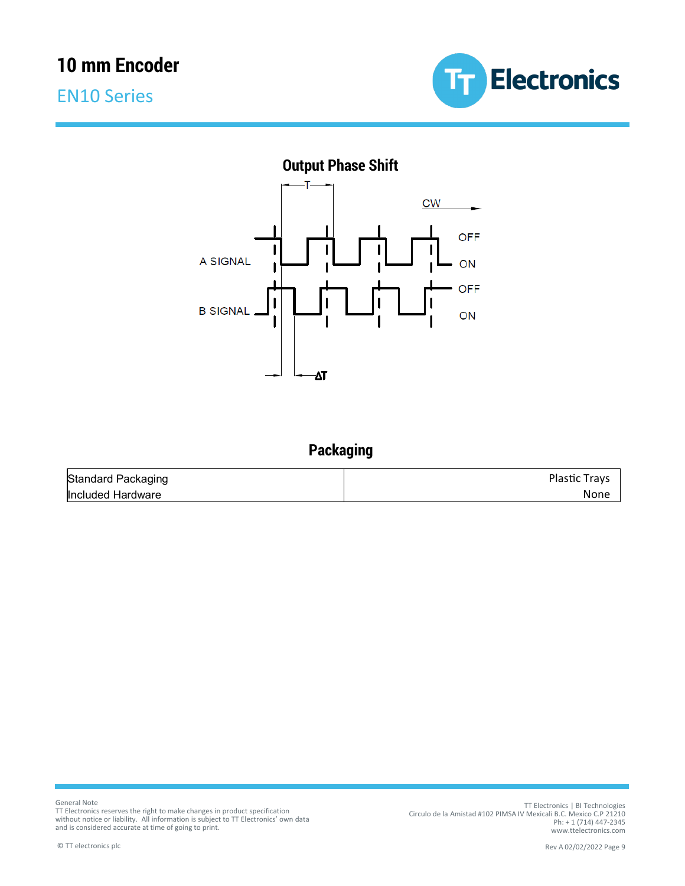## Output Phase Shift

T

CW

A SIGNAL

OFF

ON

B SIGNAL

OFF

ON

ΔT

## Packaging

| | |
|---|---|
| Standard Packaging | Plastic Trays |
| Included Hardware | None |

General Note
TT Electronics reserves the right to make changes in product specification without notice or liability. All information is subject to TT Electronics' own data and is considered accurate at time of going to print.

TT Electronics | BI Technologies
Circulo de la Amistad #102 PIMSA IV Mexicali B.C. Mexico C.P 21210
Ph: + 1 (714) 447-2345
www.ttelectronics.com

© TT electronics plc

Rev A 02/02/2022